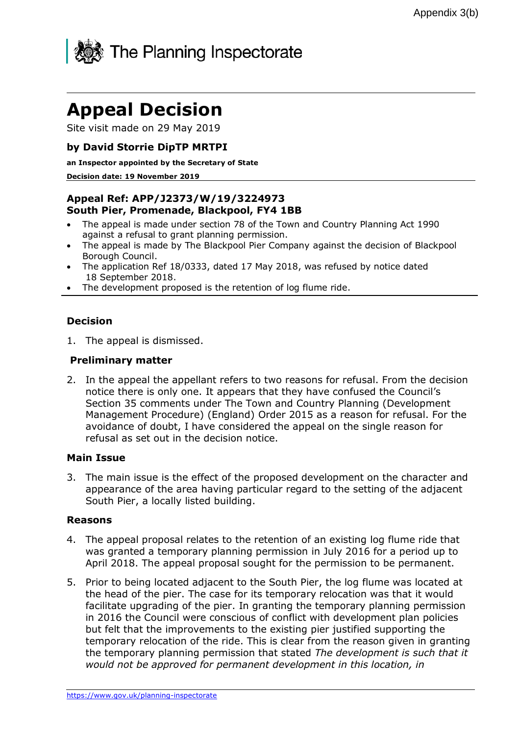Appendix 3(b)

The Planning Inspectorate

# Appeal Decision

Site visit made on 29 May 2019

**by David Storrie DipTP MRTPI**

**an Inspector appointed by the Secretary of State**

**Decision date: 19 November 2019**

**Appeal Ref: APP/J2373/W/19/3224973**
**South Pier, Promenade, Blackpool, FY4 1BB**

- The appeal is made under section 78 of the Town and Country Planning Act 1990 against a refusal to grant planning permission.
- The appeal is made by The Blackpool Pier Company against the decision of Blackpool Borough Council.
- The application Ref 18/0333, dated 17 May 2018, was refused by notice dated 18 September 2018.
- The development proposed is the retention of log flume ride.

## Decision

1. The appeal is dismissed.

## Preliminary matter

2. In the appeal the appellant refers to two reasons for refusal. From the decision notice there is only one. It appears that they have confused the Council's Section 35 comments under The Town and Country Planning (Development Management Procedure) (England) Order 2015 as a reason for refusal. For the avoidance of doubt, I have considered the appeal on the single reason for refusal as set out in the decision notice.

## Main Issue

3. The main issue is the effect of the proposed development on the character and appearance of the area having particular regard to the setting of the adjacent South Pier, a locally listed building.

## Reasons

4. The appeal proposal relates to the retention of an existing log flume ride that was granted a temporary planning permission in July 2016 for a period up to April 2018. The appeal proposal sought for the permission to be permanent.

5. Prior to being located adjacent to the South Pier, the log flume was located at the head of the pier. The case for its temporary relocation was that it would facilitate upgrading of the pier. In granting the temporary planning permission in 2016 the Council were conscious of conflict with development plan policies but felt that the improvements to the existing pier justified supporting the temporary relocation of the ride. This is clear from the reason given in granting the temporary planning permission that stated *The development is such that it would not be approved for permanent development in this location, in*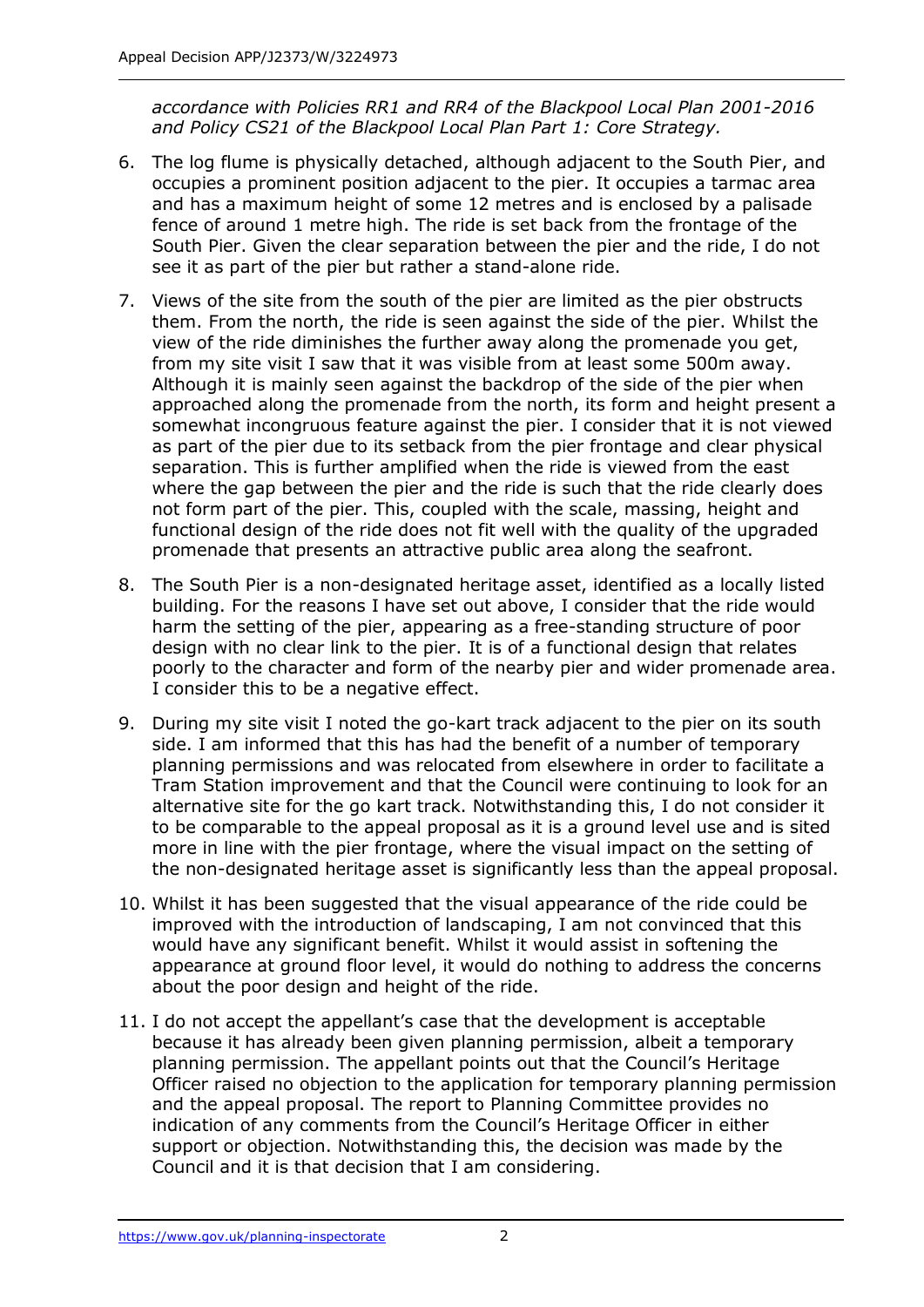*accordance with Policies RR1 and RR4 of the Blackpool Local Plan 2001-2016 and Policy CS21 of the Blackpool Local Plan Part 1: Core Strategy.*

6. The log flume is physically detached, although adjacent to the South Pier, and occupies a prominent position adjacent to the pier. It occupies a tarmac area and has a maximum height of some 12 metres and is enclosed by a palisade fence of around 1 metre high. The ride is set back from the frontage of the South Pier. Given the clear separation between the pier and the ride, I do not see it as part of the pier but rather a stand-alone ride.

7. Views of the site from the south of the pier are limited as the pier obstructs them. From the north, the ride is seen against the side of the pier. Whilst the view of the ride diminishes the further away along the promenade you get, from my site visit I saw that it was visible from at least some 500m away. Although it is mainly seen against the backdrop of the side of the pier when approached along the promenade from the north, its form and height present a somewhat incongruous feature against the pier. I consider that it is not viewed as part of the pier due to its setback from the pier frontage and clear physical separation. This is further amplified when the ride is viewed from the east where the gap between the pier and the ride is such that the ride clearly does not form part of the pier. This, coupled with the scale, massing, height and functional design of the ride does not fit well with the quality of the upgraded promenade that presents an attractive public area along the seafront.

8. The South Pier is a non-designated heritage asset, identified as a locally listed building. For the reasons I have set out above, I consider that the ride would harm the setting of the pier, appearing as a free-standing structure of poor design with no clear link to the pier. It is of a functional design that relates poorly to the character and form of the nearby pier and wider promenade area. I consider this to be a negative effect.

9. During my site visit I noted the go-kart track adjacent to the pier on its south side. I am informed that this has had the benefit of a number of temporary planning permissions and was relocated from elsewhere in order to facilitate a Tram Station improvement and that the Council were continuing to look for an alternative site for the go kart track. Notwithstanding this, I do not consider it to be comparable to the appeal proposal as it is a ground level use and is sited more in line with the pier frontage, where the visual impact on the setting of the non-designated heritage asset is significantly less than the appeal proposal.

10. Whilst it has been suggested that the visual appearance of the ride could be improved with the introduction of landscaping, I am not convinced that this would have any significant benefit. Whilst it would assist in softening the appearance at ground floor level, it would do nothing to address the concerns about the poor design and height of the ride.

11. I do not accept the appellant's case that the development is acceptable because it has already been given planning permission, albeit a temporary planning permission. The appellant points out that the Council's Heritage Officer raised no objection to the application for temporary planning permission and the appeal proposal. The report to Planning Committee provides no indication of any comments from the Council's Heritage Officer in either support or objection. Notwithstanding this, the decision was made by the Council and it is that decision that I am considering.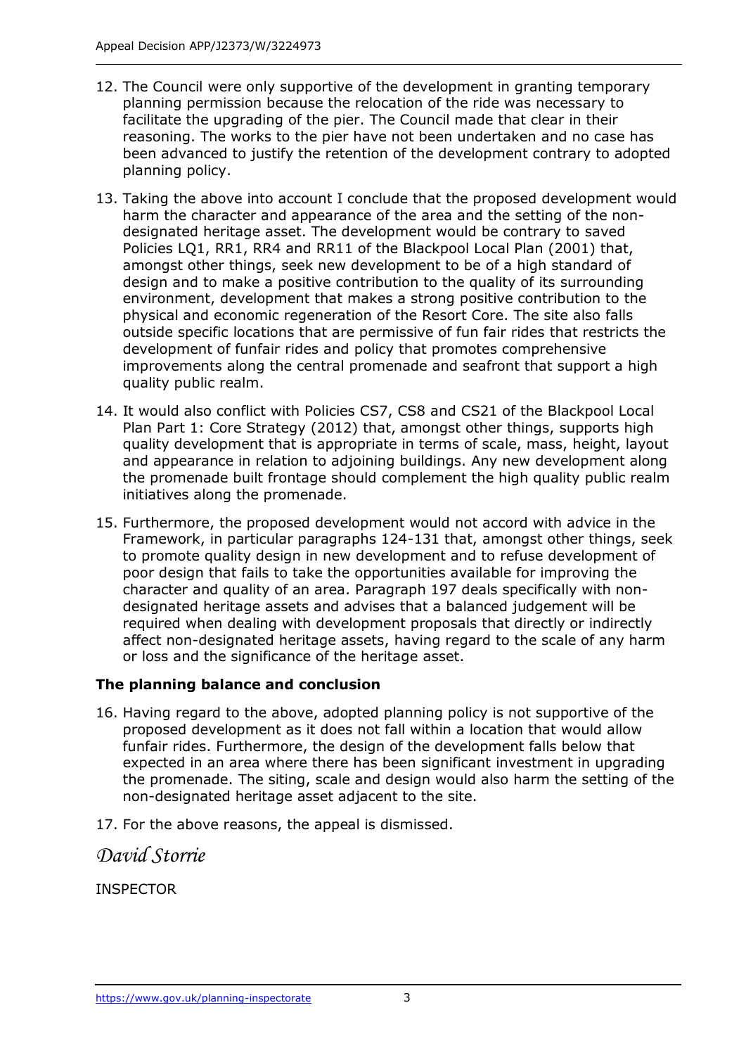12. The Council were only supportive of the development in granting temporary planning permission because the relocation of the ride was necessary to facilitate the upgrading of the pier. The Council made that clear in their reasoning. The works to the pier have not been undertaken and no case has been advanced to justify the retention of the development contrary to adopted planning policy.

13. Taking the above into account I conclude that the proposed development would harm the character and appearance of the area and the setting of the non-designated heritage asset. The development would be contrary to saved Policies LQ1, RR1, RR4 and RR11 of the Blackpool Local Plan (2001) that, amongst other things, seek new development to be of a high standard of design and to make a positive contribution to the quality of its surrounding environment, development that makes a strong positive contribution to the physical and economic regeneration of the Resort Core. The site also falls outside specific locations that are permissive of fun fair rides that restricts the development of funfair rides and policy that promotes comprehensive improvements along the central promenade and seafront that support a high quality public realm.

14. It would also conflict with Policies CS7, CS8 and CS21 of the Blackpool Local Plan Part 1: Core Strategy (2012) that, amongst other things, supports high quality development that is appropriate in terms of scale, mass, height, layout and appearance in relation to adjoining buildings. Any new development along the promenade built frontage should complement the high quality public realm initiatives along the promenade.

15. Furthermore, the proposed development would not accord with advice in the Framework, in particular paragraphs 124-131 that, amongst other things, seek to promote quality design in new development and to refuse development of poor design that fails to take the opportunities available for improving the character and quality of an area. Paragraph 197 deals specifically with non-designated heritage assets and advises that a balanced judgement will be required when dealing with development proposals that directly or indirectly affect non-designated heritage assets, having regard to the scale of any harm or loss and the significance of the heritage asset.

### The planning balance and conclusion

16. Having regard to the above, adopted planning policy is not supportive of the proposed development as it does not fall within a location that would allow funfair rides. Furthermore, the design of the development falls below that expected in an area where there has been significant investment in upgrading the promenade. The siting, scale and design would also harm the setting of the non-designated heritage asset adjacent to the site.

17. For the above reasons, the appeal is dismissed.

*David Storrie*

INSPECTOR